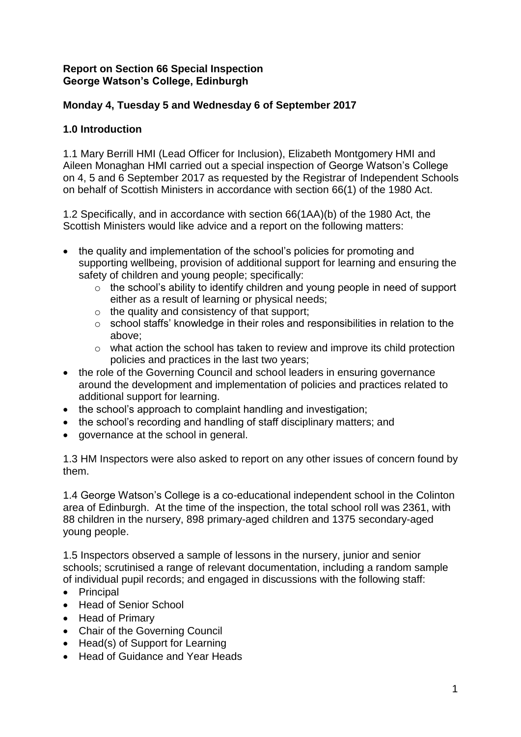**Report on Section 66 Special Inspection**
**George Watson's College, Edinburgh**

**Monday 4, Tuesday 5 and Wednesday 6 of September 2017**

## 1.0 Introduction

1.1 Mary Berrill HMI (Lead Officer for Inclusion), Elizabeth Montgomery HMI and Aileen Monaghan HMI carried out a special inspection of George Watson's College on 4, 5 and 6 September 2017 as requested by the Registrar of Independent Schools on behalf of Scottish Ministers in accordance with section 66(1) of the 1980 Act.

1.2 Specifically, and in accordance with section 66(1AA)(b) of the 1980 Act, the Scottish Ministers would like advice and a report on the following matters:

- the quality and implementation of the school's policies for promoting and supporting wellbeing, provision of additional support for learning and ensuring the safety of children and young people; specifically:
    - the school's ability to identify children and young people in need of support either as a result of learning or physical needs;
    - the quality and consistency of that support;
    - school staffs' knowledge in their roles and responsibilities in relation to the above;
    - what action the school has taken to review and improve its child protection policies and practices in the last two years;
- the role of the Governing Council and school leaders in ensuring governance around the development and implementation of policies and practices related to additional support for learning.
- the school's approach to complaint handling and investigation;
- the school's recording and handling of staff disciplinary matters; and
- governance at the school in general.

1.3 HM Inspectors were also asked to report on any other issues of concern found by them.

1.4 George Watson's College is a co-educational independent school in the Colinton area of Edinburgh. At the time of the inspection, the total school roll was 2361, with 88 children in the nursery, 898 primary-aged children and 1375 secondary-aged young people.

1.5 Inspectors observed a sample of lessons in the nursery, junior and senior schools; scrutinised a range of relevant documentation, including a random sample of individual pupil records; and engaged in discussions with the following staff:

- Principal
- Head of Senior School
- Head of Primary
- Chair of the Governing Council
- Head(s) of Support for Learning
- Head of Guidance and Year Heads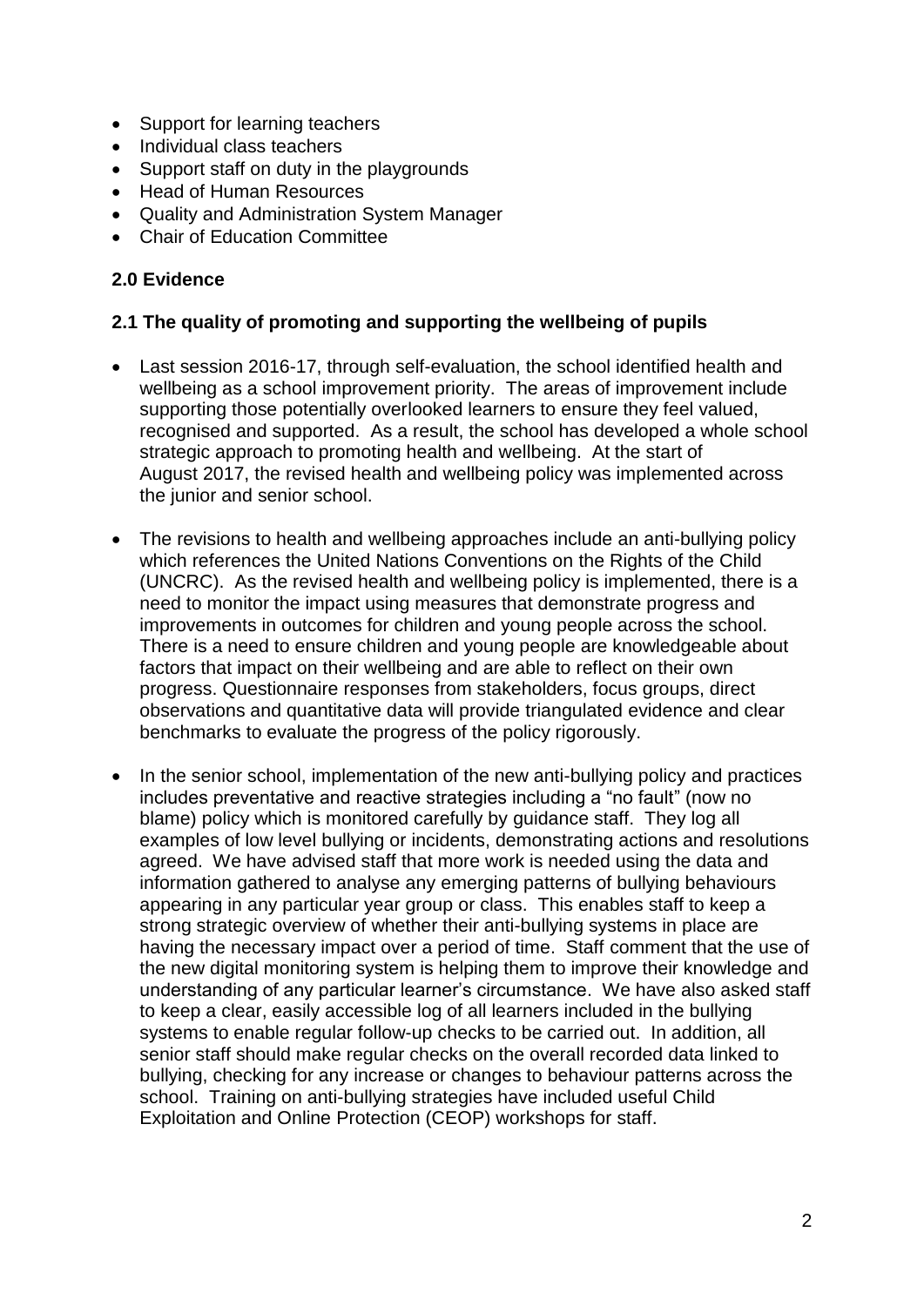- Support for learning teachers
- Individual class teachers
- Support staff on duty in the playgrounds
- Head of Human Resources
- Quality and Administration System Manager
- Chair of Education Committee

## 2.0 Evidence

### 2.1 The quality of promoting and supporting the wellbeing of pupils

- Last session 2016-17, through self-evaluation, the school identified health and wellbeing as a school improvement priority. The areas of improvement include supporting those potentially overlooked learners to ensure they feel valued, recognised and supported. As a result, the school has developed a whole school strategic approach to promoting health and wellbeing. At the start of August 2017, the revised health and wellbeing policy was implemented across the junior and senior school.

- The revisions to health and wellbeing approaches include an anti-bullying policy which references the United Nations Conventions on the Rights of the Child (UNCRC). As the revised health and wellbeing policy is implemented, there is a need to monitor the impact using measures that demonstrate progress and improvements in outcomes for children and young people across the school. There is a need to ensure children and young people are knowledgeable about factors that impact on their wellbeing and are able to reflect on their own progress. Questionnaire responses from stakeholders, focus groups, direct observations and quantitative data will provide triangulated evidence and clear benchmarks to evaluate the progress of the policy rigorously.

- In the senior school, implementation of the new anti-bullying policy and practices includes preventative and reactive strategies including a "no fault" (now no blame) policy which is monitored carefully by guidance staff. They log all examples of low level bullying or incidents, demonstrating actions and resolutions agreed. We have advised staff that more work is needed using the data and information gathered to analyse any emerging patterns of bullying behaviours appearing in any particular year group or class. This enables staff to keep a strong strategic overview of whether their anti-bullying systems in place are having the necessary impact over a period of time. Staff comment that the use of the new digital monitoring system is helping them to improve their knowledge and understanding of any particular learner's circumstance. We have also asked staff to keep a clear, easily accessible log of all learners included in the bullying systems to enable regular follow-up checks to be carried out. In addition, all senior staff should make regular checks on the overall recorded data linked to bullying, checking for any increase or changes to behaviour patterns across the school. Training on anti-bullying strategies have included useful Child Exploitation and Online Protection (CEOP) workshops for staff.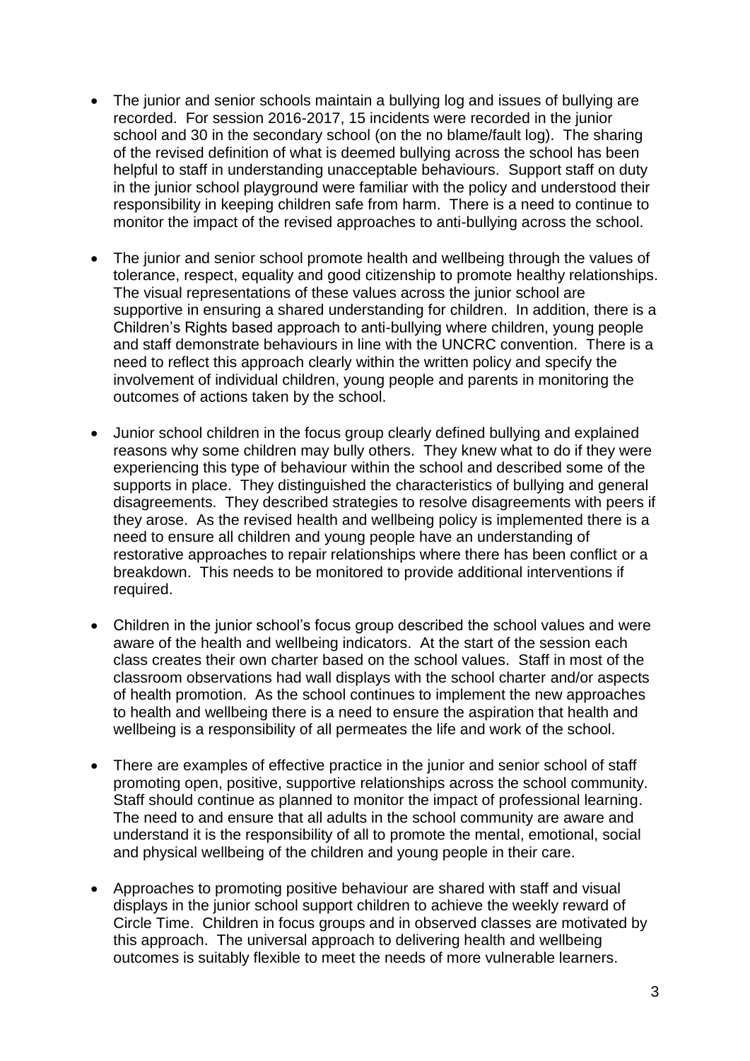- The junior and senior schools maintain a bullying log and issues of bullying are recorded. For session 2016-2017, 15 incidents were recorded in the junior school and 30 in the secondary school (on the no blame/fault log). The sharing of the revised definition of what is deemed bullying across the school has been helpful to staff in understanding unacceptable behaviours. Support staff on duty in the junior school playground were familiar with the policy and understood their responsibility in keeping children safe from harm. There is a need to continue to monitor the impact of the revised approaches to anti-bullying across the school.

- The junior and senior school promote health and wellbeing through the values of tolerance, respect, equality and good citizenship to promote healthy relationships. The visual representations of these values across the junior school are supportive in ensuring a shared understanding for children. In addition, there is a Children's Rights based approach to anti-bullying where children, young people and staff demonstrate behaviours in line with the UNCRC convention. There is a need to reflect this approach clearly within the written policy and specify the involvement of individual children, young people and parents in monitoring the outcomes of actions taken by the school.

- Junior school children in the focus group clearly defined bullying and explained reasons why some children may bully others. They knew what to do if they were experiencing this type of behaviour within the school and described some of the supports in place. They distinguished the characteristics of bullying and general disagreements. They described strategies to resolve disagreements with peers if they arose. As the revised health and wellbeing policy is implemented there is a need to ensure all children and young people have an understanding of restorative approaches to repair relationships where there has been conflict or a breakdown. This needs to be monitored to provide additional interventions if required.

- Children in the junior school's focus group described the school values and were aware of the health and wellbeing indicators. At the start of the session each class creates their own charter based on the school values. Staff in most of the classroom observations had wall displays with the school charter and/or aspects of health promotion. As the school continues to implement the new approaches to health and wellbeing there is a need to ensure the aspiration that health and wellbeing is a responsibility of all permeates the life and work of the school.

- There are examples of effective practice in the junior and senior school of staff promoting open, positive, supportive relationships across the school community. Staff should continue as planned to monitor the impact of professional learning. The need to and ensure that all adults in the school community are aware and understand it is the responsibility of all to promote the mental, emotional, social and physical wellbeing of the children and young people in their care.

- Approaches to promoting positive behaviour are shared with staff and visual displays in the junior school support children to achieve the weekly reward of Circle Time. Children in focus groups and in observed classes are motivated by this approach. The universal approach to delivering health and wellbeing outcomes is suitably flexible to meet the needs of more vulnerable learners.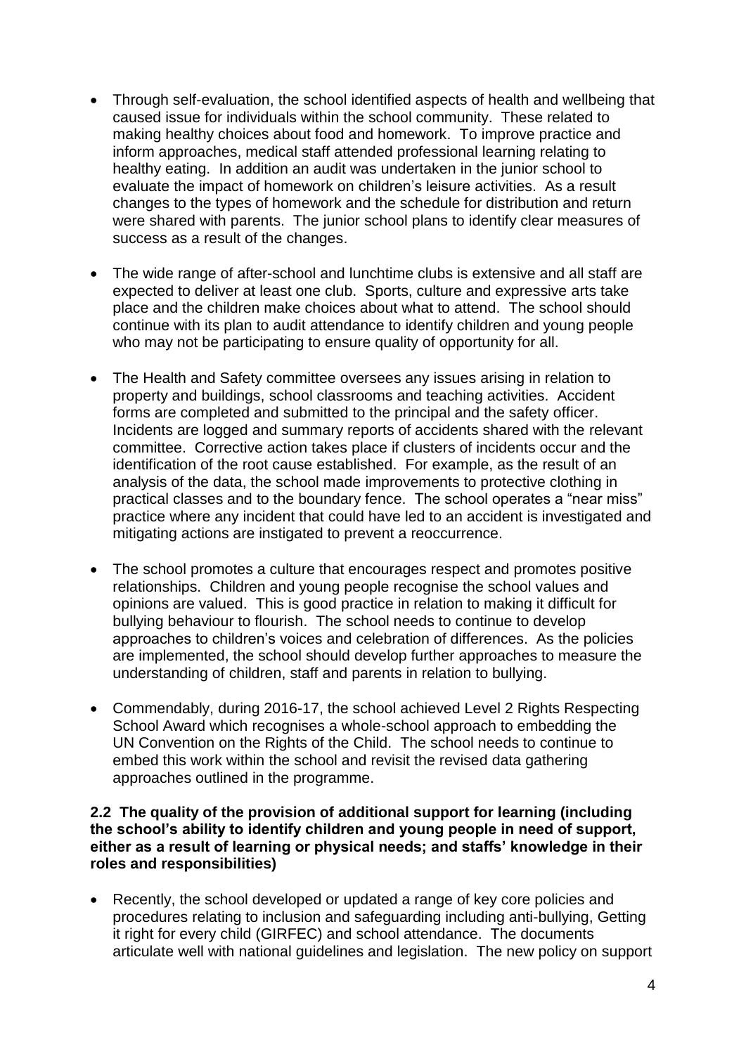- Through self-evaluation, the school identified aspects of health and wellbeing that caused issue for individuals within the school community. These related to making healthy choices about food and homework. To improve practice and inform approaches, medical staff attended professional learning relating to healthy eating. In addition an audit was undertaken in the junior school to evaluate the impact of homework on children's leisure activities. As a result changes to the types of homework and the schedule for distribution and return were shared with parents. The junior school plans to identify clear measures of success as a result of the changes.

- The wide range of after-school and lunchtime clubs is extensive and all staff are expected to deliver at least one club. Sports, culture and expressive arts take place and the children make choices about what to attend. The school should continue with its plan to audit attendance to identify children and young people who may not be participating to ensure quality of opportunity for all.

- The Health and Safety committee oversees any issues arising in relation to property and buildings, school classrooms and teaching activities. Accident forms are completed and submitted to the principal and the safety officer. Incidents are logged and summary reports of accidents shared with the relevant committee. Corrective action takes place if clusters of incidents occur and the identification of the root cause established. For example, as the result of an analysis of the data, the school made improvements to protective clothing in practical classes and to the boundary fence. The school operates a "near miss" practice where any incident that could have led to an accident is investigated and mitigating actions are instigated to prevent a reoccurrence.

- The school promotes a culture that encourages respect and promotes positive relationships. Children and young people recognise the school values and opinions are valued. This is good practice in relation to making it difficult for bullying behaviour to flourish. The school needs to continue to develop approaches to children's voices and celebration of differences. As the policies are implemented, the school should develop further approaches to measure the understanding of children, staff and parents in relation to bullying.

- Commendably, during 2016-17, the school achieved Level 2 Rights Respecting School Award which recognises a whole-school approach to embedding the UN Convention on the Rights of the Child. The school needs to continue to embed this work within the school and revisit the revised data gathering approaches outlined in the programme.

**2.2 The quality of the provision of additional support for learning (including the school's ability to identify children and young people in need of support, either as a result of learning or physical needs; and staffs' knowledge in their roles and responsibilities)**

- Recently, the school developed or updated a range of key core policies and procedures relating to inclusion and safeguarding including anti-bullying, Getting it right for every child (GIRFEC) and school attendance. The documents articulate well with national guidelines and legislation. The new policy on support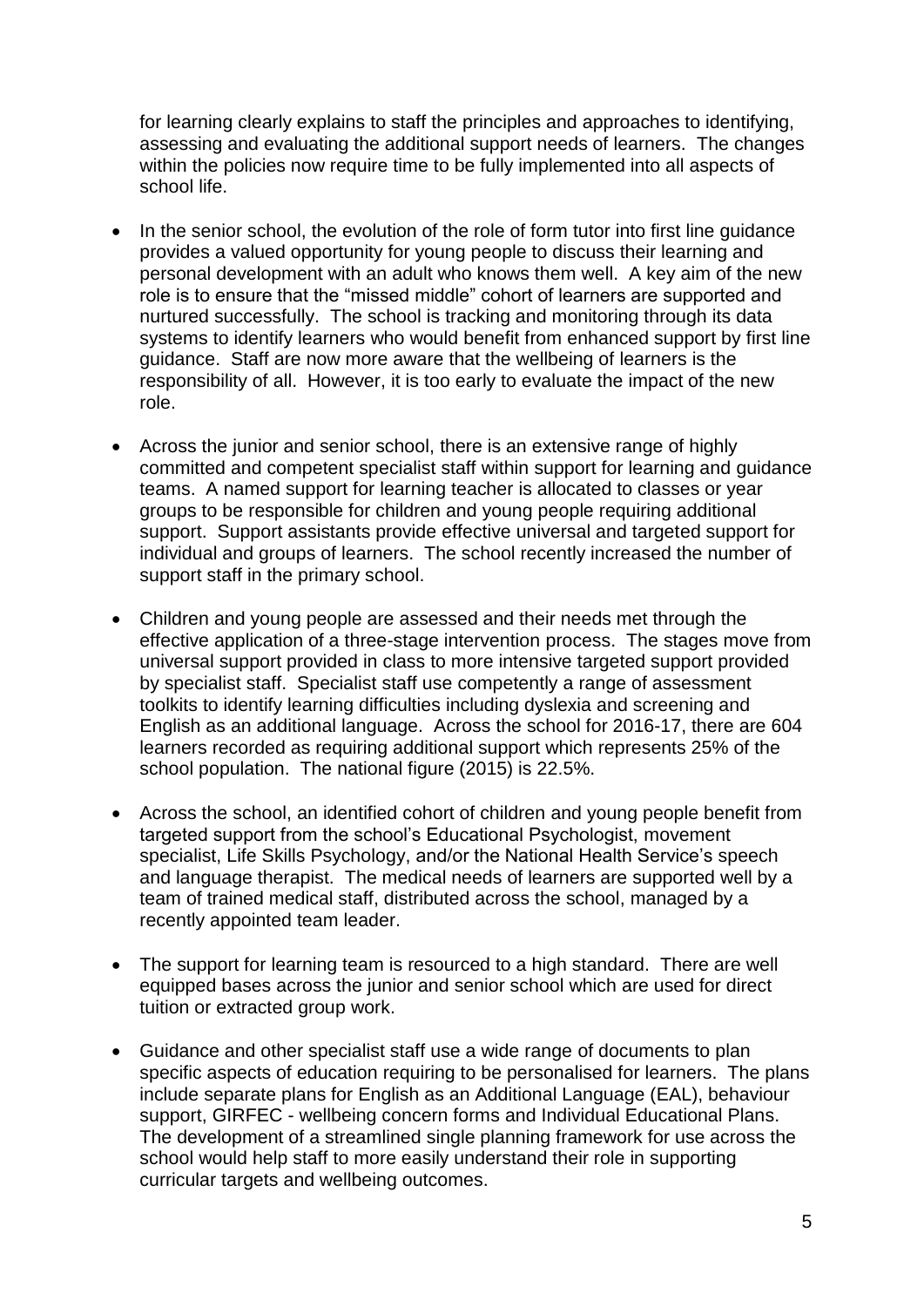for learning clearly explains to staff the principles and approaches to identifying, assessing and evaluating the additional support needs of learners. The changes within the policies now require time to be fully implemented into all aspects of school life.

- In the senior school, the evolution of the role of form tutor into first line guidance provides a valued opportunity for young people to discuss their learning and personal development with an adult who knows them well. A key aim of the new role is to ensure that the "missed middle" cohort of learners are supported and nurtured successfully. The school is tracking and monitoring through its data systems to identify learners who would benefit from enhanced support by first line guidance. Staff are now more aware that the wellbeing of learners is the responsibility of all. However, it is too early to evaluate the impact of the new role.

- Across the junior and senior school, there is an extensive range of highly committed and competent specialist staff within support for learning and guidance teams. A named support for learning teacher is allocated to classes or year groups to be responsible for children and young people requiring additional support. Support assistants provide effective universal and targeted support for individual and groups of learners. The school recently increased the number of support staff in the primary school.

- Children and young people are assessed and their needs met through the effective application of a three-stage intervention process. The stages move from universal support provided in class to more intensive targeted support provided by specialist staff. Specialist staff use competently a range of assessment toolkits to identify learning difficulties including dyslexia and screening and English as an additional language. Across the school for 2016-17, there are 604 learners recorded as requiring additional support which represents 25% of the school population. The national figure (2015) is 22.5%.

- Across the school, an identified cohort of children and young people benefit from targeted support from the school's Educational Psychologist, movement specialist, Life Skills Psychology, and/or the National Health Service's speech and language therapist. The medical needs of learners are supported well by a team of trained medical staff, distributed across the school, managed by a recently appointed team leader.

- The support for learning team is resourced to a high standard. There are well equipped bases across the junior and senior school which are used for direct tuition or extracted group work.

- Guidance and other specialist staff use a wide range of documents to plan specific aspects of education requiring to be personalised for learners. The plans include separate plans for English as an Additional Language (EAL), behaviour support, GIRFEC - wellbeing concern forms and Individual Educational Plans. The development of a streamlined single planning framework for use across the school would help staff to more easily understand their role in supporting curricular targets and wellbeing outcomes.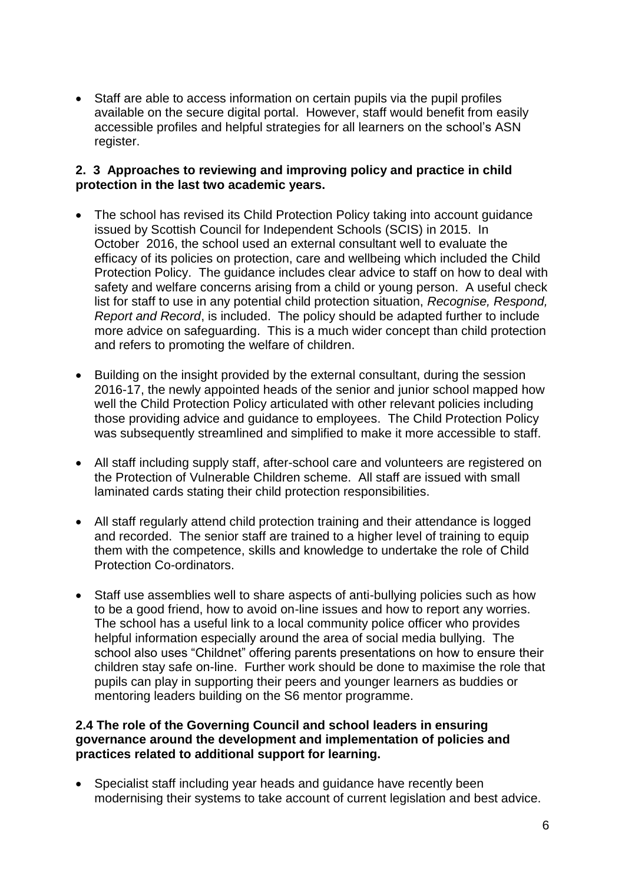- Staff are able to access information on certain pupils via the pupil profiles available on the secure digital portal. However, staff would benefit from easily accessible profiles and helpful strategies for all learners on the school's ASN register.

**2. 3 Approaches to reviewing and improving policy and practice in child protection in the last two academic years.**

- The school has revised its Child Protection Policy taking into account guidance issued by Scottish Council for Independent Schools (SCIS) in 2015. In October 2016, the school used an external consultant well to evaluate the efficacy of its policies on protection, care and wellbeing which included the Child Protection Policy. The guidance includes clear advice to staff on how to deal with safety and welfare concerns arising from a child or young person. A useful check list for staff to use in any potential child protection situation, *Recognise, Respond, Report and Record*, is included. The policy should be adapted further to include more advice on safeguarding. This is a much wider concept than child protection and refers to promoting the welfare of children.
- Building on the insight provided by the external consultant, during the session 2016-17, the newly appointed heads of the senior and junior school mapped how well the Child Protection Policy articulated with other relevant policies including those providing advice and guidance to employees. The Child Protection Policy was subsequently streamlined and simplified to make it more accessible to staff.
- All staff including supply staff, after-school care and volunteers are registered on the Protection of Vulnerable Children scheme. All staff are issued with small laminated cards stating their child protection responsibilities.
- All staff regularly attend child protection training and their attendance is logged and recorded. The senior staff are trained to a higher level of training to equip them with the competence, skills and knowledge to undertake the role of Child Protection Co-ordinators.
- Staff use assemblies well to share aspects of anti-bullying policies such as how to be a good friend, how to avoid on-line issues and how to report any worries. The school has a useful link to a local community police officer who provides helpful information especially around the area of social media bullying. The school also uses "Childnet" offering parents presentations on how to ensure their children stay safe on-line. Further work should be done to maximise the role that pupils can play in supporting their peers and younger learners as buddies or mentoring leaders building on the S6 mentor programme.

**2.4 The role of the Governing Council and school leaders in ensuring governance around the development and implementation of policies and practices related to additional support for learning.**

- Specialist staff including year heads and guidance have recently been modernising their systems to take account of current legislation and best advice.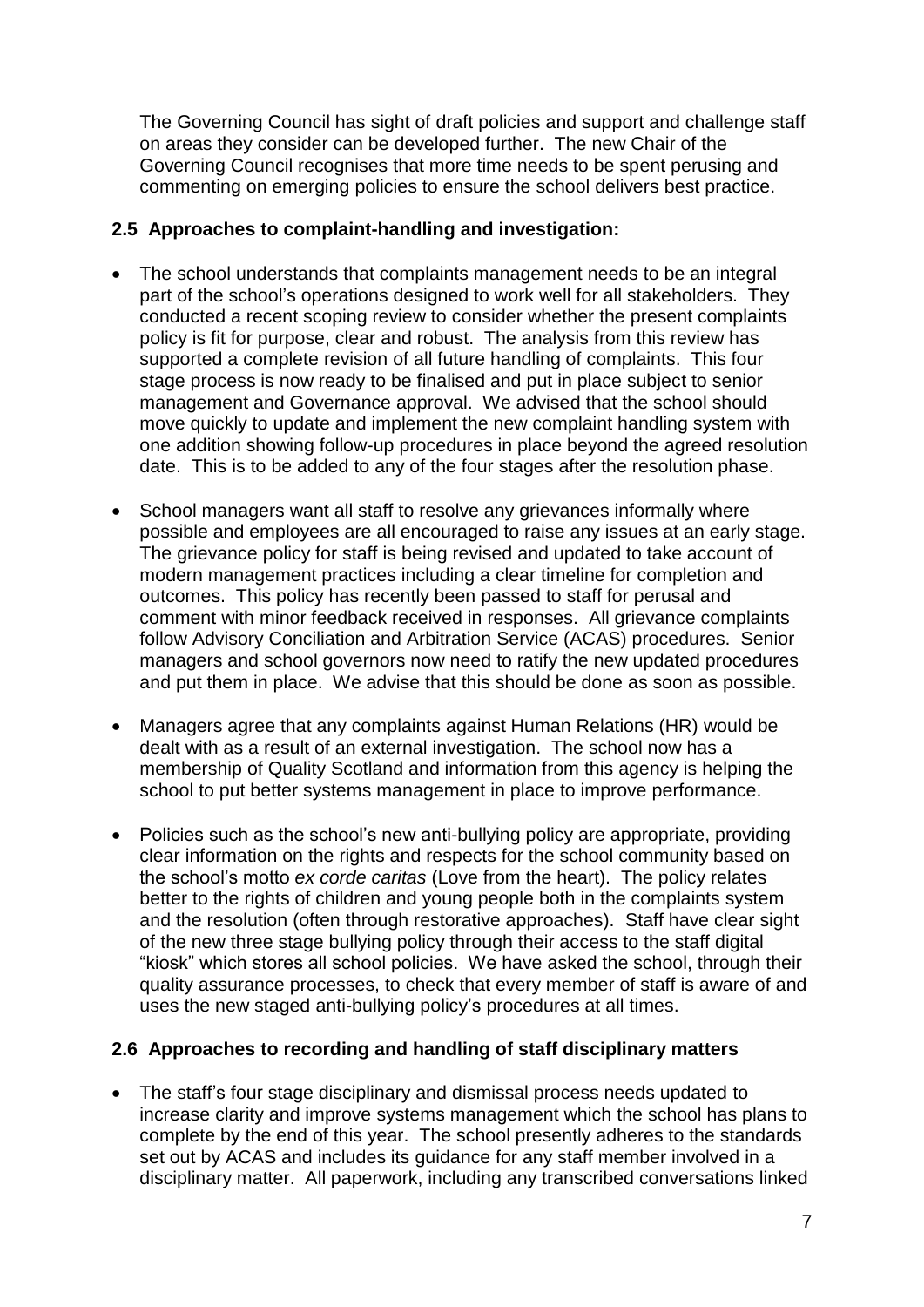The Governing Council has sight of draft policies and support and challenge staff on areas they consider can be developed further. The new Chair of the Governing Council recognises that more time needs to be spent perusing and commenting on emerging policies to ensure the school delivers best practice.

### 2.5 Approaches to complaint-handling and investigation:

- The school understands that complaints management needs to be an integral part of the school's operations designed to work well for all stakeholders. They conducted a recent scoping review to consider whether the present complaints policy is fit for purpose, clear and robust. The analysis from this review has supported a complete revision of all future handling of complaints. This four stage process is now ready to be finalised and put in place subject to senior management and Governance approval. We advised that the school should move quickly to update and implement the new complaint handling system with one addition showing follow-up procedures in place beyond the agreed resolution date. This is to be added to any of the four stages after the resolution phase.

- School managers want all staff to resolve any grievances informally where possible and employees are all encouraged to raise any issues at an early stage. The grievance policy for staff is being revised and updated to take account of modern management practices including a clear timeline for completion and outcomes. This policy has recently been passed to staff for perusal and comment with minor feedback received in responses. All grievance complaints follow Advisory Conciliation and Arbitration Service (ACAS) procedures. Senior managers and school governors now need to ratify the new updated procedures and put them in place. We advise that this should be done as soon as possible.

- Managers agree that any complaints against Human Relations (HR) would be dealt with as a result of an external investigation. The school now has a membership of Quality Scotland and information from this agency is helping the school to put better systems management in place to improve performance.

- Policies such as the school's new anti-bullying policy are appropriate, providing clear information on the rights and respects for the school community based on the school's motto *ex corde caritas* (Love from the heart). The policy relates better to the rights of children and young people both in the complaints system and the resolution (often through restorative approaches). Staff have clear sight of the new three stage bullying policy through their access to the staff digital "kiosk" which stores all school policies. We have asked the school, through their quality assurance processes, to check that every member of staff is aware of and uses the new staged anti-bullying policy's procedures at all times.

### 2.6 Approaches to recording and handling of staff disciplinary matters

- The staff's four stage disciplinary and dismissal process needs updated to increase clarity and improve systems management which the school has plans to complete by the end of this year. The school presently adheres to the standards set out by ACAS and includes its guidance for any staff member involved in a disciplinary matter. All paperwork, including any transcribed conversations linked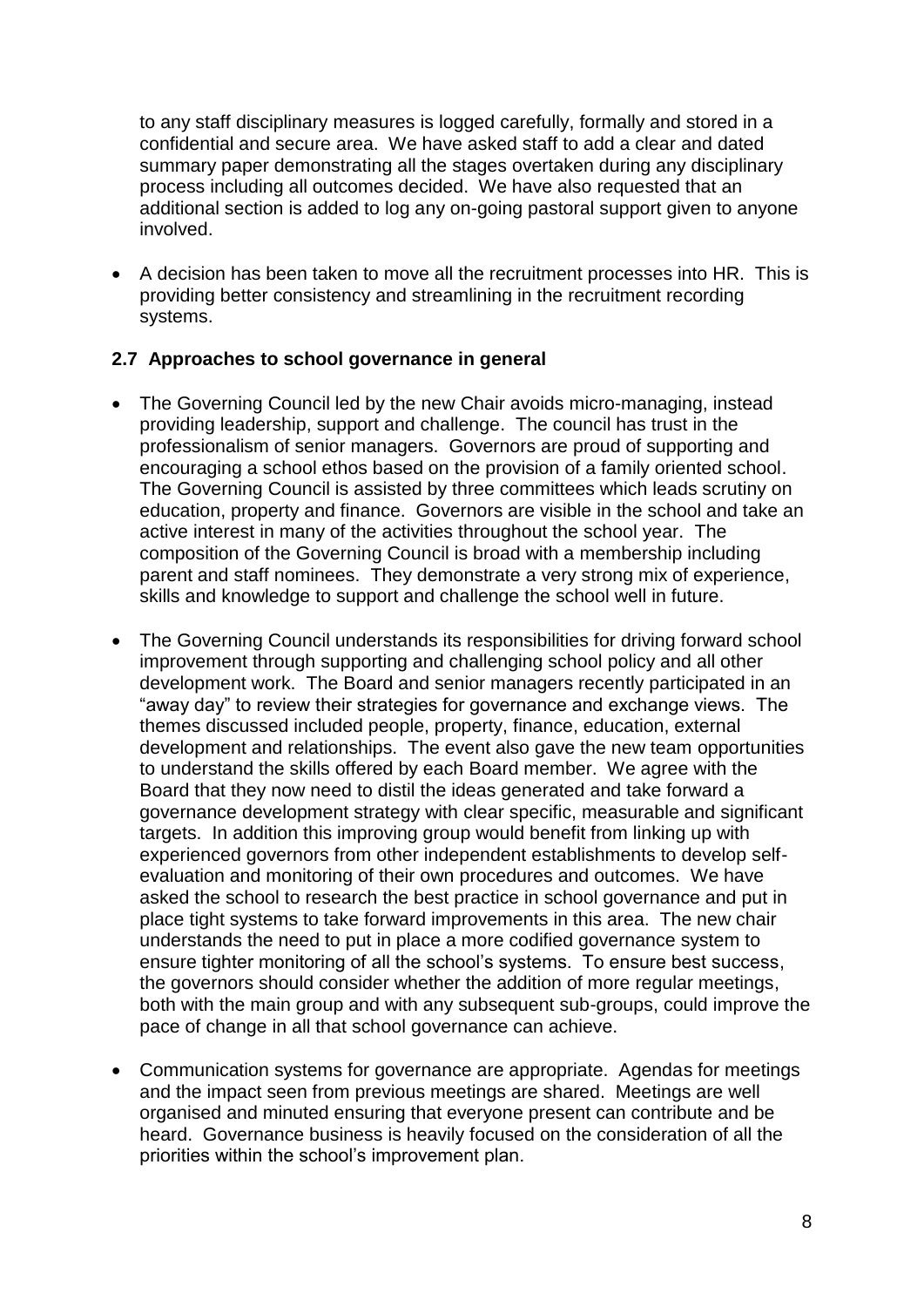to any staff disciplinary measures is logged carefully, formally and stored in a confidential and secure area. We have asked staff to add a clear and dated summary paper demonstrating all the stages overtaken during any disciplinary process including all outcomes decided. We have also requested that an additional section is added to log any on-going pastoral support given to anyone involved.

- A decision has been taken to move all the recruitment processes into HR. This is providing better consistency and streamlining in the recruitment recording systems.

### 2.7 Approaches to school governance in general

- The Governing Council led by the new Chair avoids micro-managing, instead providing leadership, support and challenge. The council has trust in the professionalism of senior managers. Governors are proud of supporting and encouraging a school ethos based on the provision of a family oriented school. The Governing Council is assisted by three committees which leads scrutiny on education, property and finance. Governors are visible in the school and take an active interest in many of the activities throughout the school year. The composition of the Governing Council is broad with a membership including parent and staff nominees. They demonstrate a very strong mix of experience, skills and knowledge to support and challenge the school well in future.

- The Governing Council understands its responsibilities for driving forward school improvement through supporting and challenging school policy and all other development work. The Board and senior managers recently participated in an "away day" to review their strategies for governance and exchange views. The themes discussed included people, property, finance, education, external development and relationships. The event also gave the new team opportunities to understand the skills offered by each Board member. We agree with the Board that they now need to distil the ideas generated and take forward a governance development strategy with clear specific, measurable and significant targets. In addition this improving group would benefit from linking up with experienced governors from other independent establishments to develop self-evaluation and monitoring of their own procedures and outcomes. We have asked the school to research the best practice in school governance and put in place tight systems to take forward improvements in this area. The new chair understands the need to put in place a more codified governance system to ensure tighter monitoring of all the school's systems. To ensure best success, the governors should consider whether the addition of more regular meetings, both with the main group and with any subsequent sub-groups, could improve the pace of change in all that school governance can achieve.

- Communication systems for governance are appropriate. Agendas for meetings and the impact seen from previous meetings are shared. Meetings are well organised and minuted ensuring that everyone present can contribute and be heard. Governance business is heavily focused on the consideration of all the priorities within the school's improvement plan.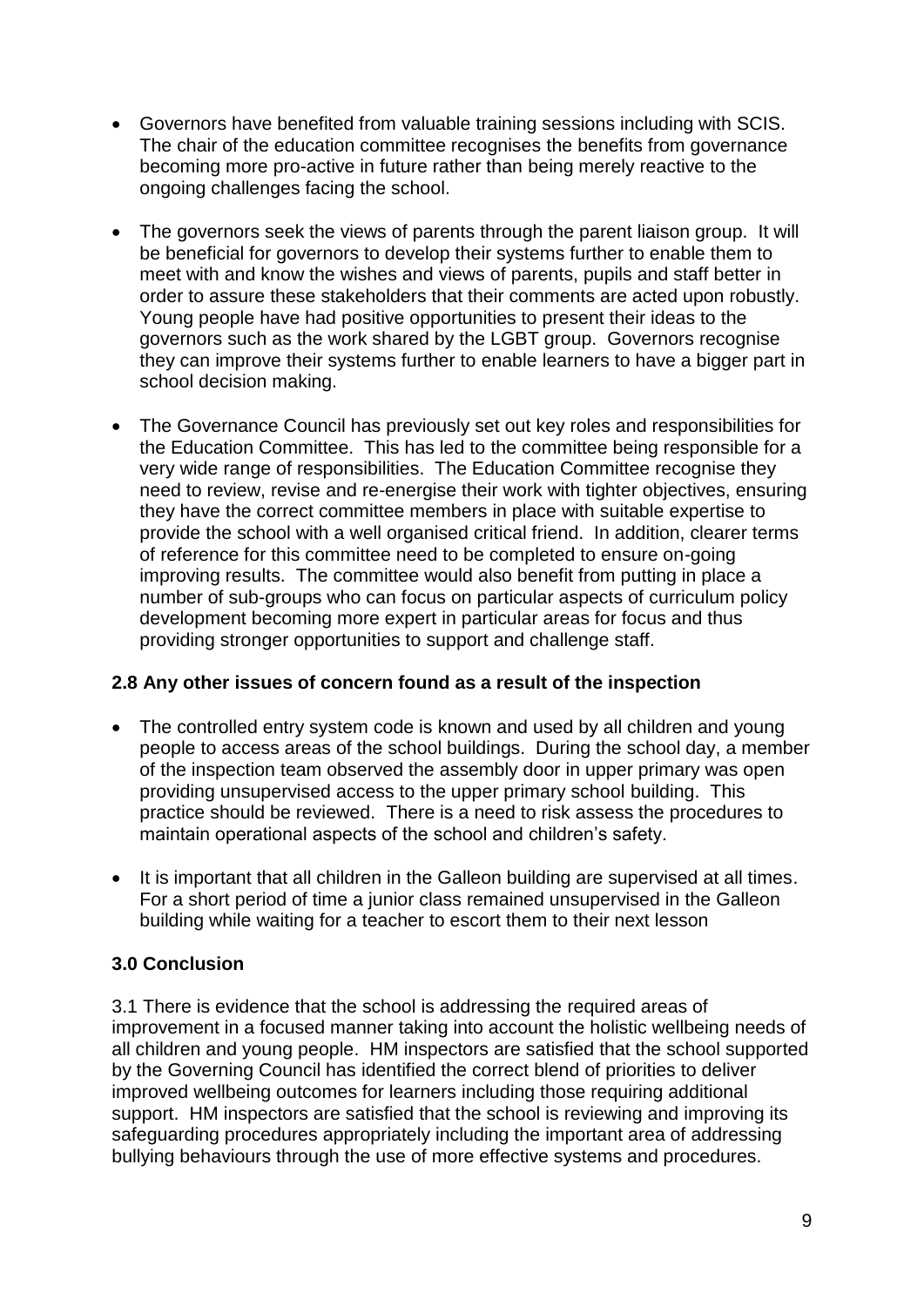- Governors have benefited from valuable training sessions including with SCIS. The chair of the education committee recognises the benefits from governance becoming more pro-active in future rather than being merely reactive to the ongoing challenges facing the school.

- The governors seek the views of parents through the parent liaison group. It will be beneficial for governors to develop their systems further to enable them to meet with and know the wishes and views of parents, pupils and staff better in order to assure these stakeholders that their comments are acted upon robustly. Young people have had positive opportunities to present their ideas to the governors such as the work shared by the LGBT group. Governors recognise they can improve their systems further to enable learners to have a bigger part in school decision making.

- The Governance Council has previously set out key roles and responsibilities for the Education Committee. This has led to the committee being responsible for a very wide range of responsibilities. The Education Committee recognise they need to review, revise and re-energise their work with tighter objectives, ensuring they have the correct committee members in place with suitable expertise to provide the school with a well organised critical friend. In addition, clearer terms of reference for this committee need to be completed to ensure on-going improving results. The committee would also benefit from putting in place a number of sub-groups who can focus on particular aspects of curriculum policy development becoming more expert in particular areas for focus and thus providing stronger opportunities to support and challenge staff.

### 2.8 Any other issues of concern found as a result of the inspection

- The controlled entry system code is known and used by all children and young people to access areas of the school buildings. During the school day, a member of the inspection team observed the assembly door in upper primary was open providing unsupervised access to the upper primary school building. This practice should be reviewed. There is a need to risk assess the procedures to maintain operational aspects of the school and children's safety.

- It is important that all children in the Galleon building are supervised at all times. For a short period of time a junior class remained unsupervised in the Galleon building while waiting for a teacher to escort them to their next lesson

## 3.0 Conclusion

3.1 There is evidence that the school is addressing the required areas of improvement in a focused manner taking into account the holistic wellbeing needs of all children and young people. HM inspectors are satisfied that the school supported by the Governing Council has identified the correct blend of priorities to deliver improved wellbeing outcomes for learners including those requiring additional support. HM inspectors are satisfied that the school is reviewing and improving its safeguarding procedures appropriately including the important area of addressing bullying behaviours through the use of more effective systems and procedures.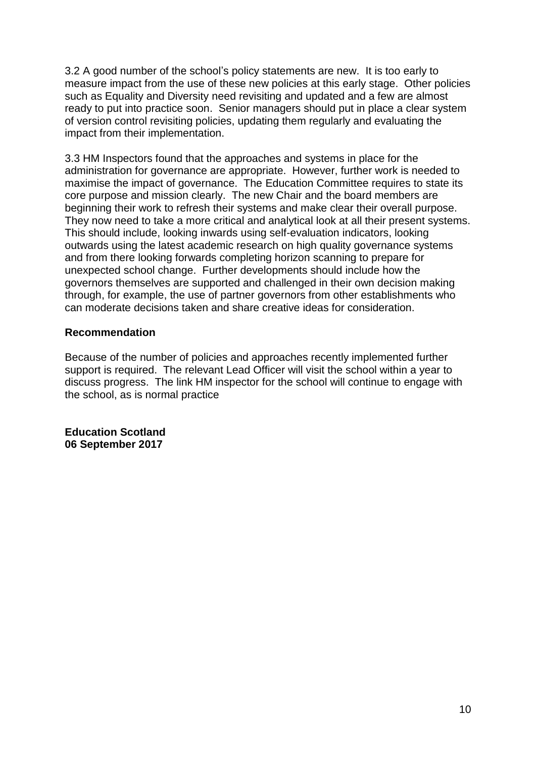3.2 A good number of the school's policy statements are new. It is too early to measure impact from the use of these new policies at this early stage. Other policies such as Equality and Diversity need revisiting and updated and a few are almost ready to put into practice soon. Senior managers should put in place a clear system of version control revisiting policies, updating them regularly and evaluating the impact from their implementation.

3.3 HM Inspectors found that the approaches and systems in place for the administration for governance are appropriate. However, further work is needed to maximise the impact of governance. The Education Committee requires to state its core purpose and mission clearly. The new Chair and the board members are beginning their work to refresh their systems and make clear their overall purpose. They now need to take a more critical and analytical look at all their present systems. This should include, looking inwards using self-evaluation indicators, looking outwards using the latest academic research on high quality governance systems and from there looking forwards completing horizon scanning to prepare for unexpected school change. Further developments should include how the governors themselves are supported and challenged in their own decision making through, for example, the use of partner governors from other establishments who can moderate decisions taken and share creative ideas for consideration.

**Recommendation**

Because of the number of policies and approaches recently implemented further support is required. The relevant Lead Officer will visit the school within a year to discuss progress. The link HM inspector for the school will continue to engage with the school, as is normal practice

**Education Scotland**
**06 September 2017**